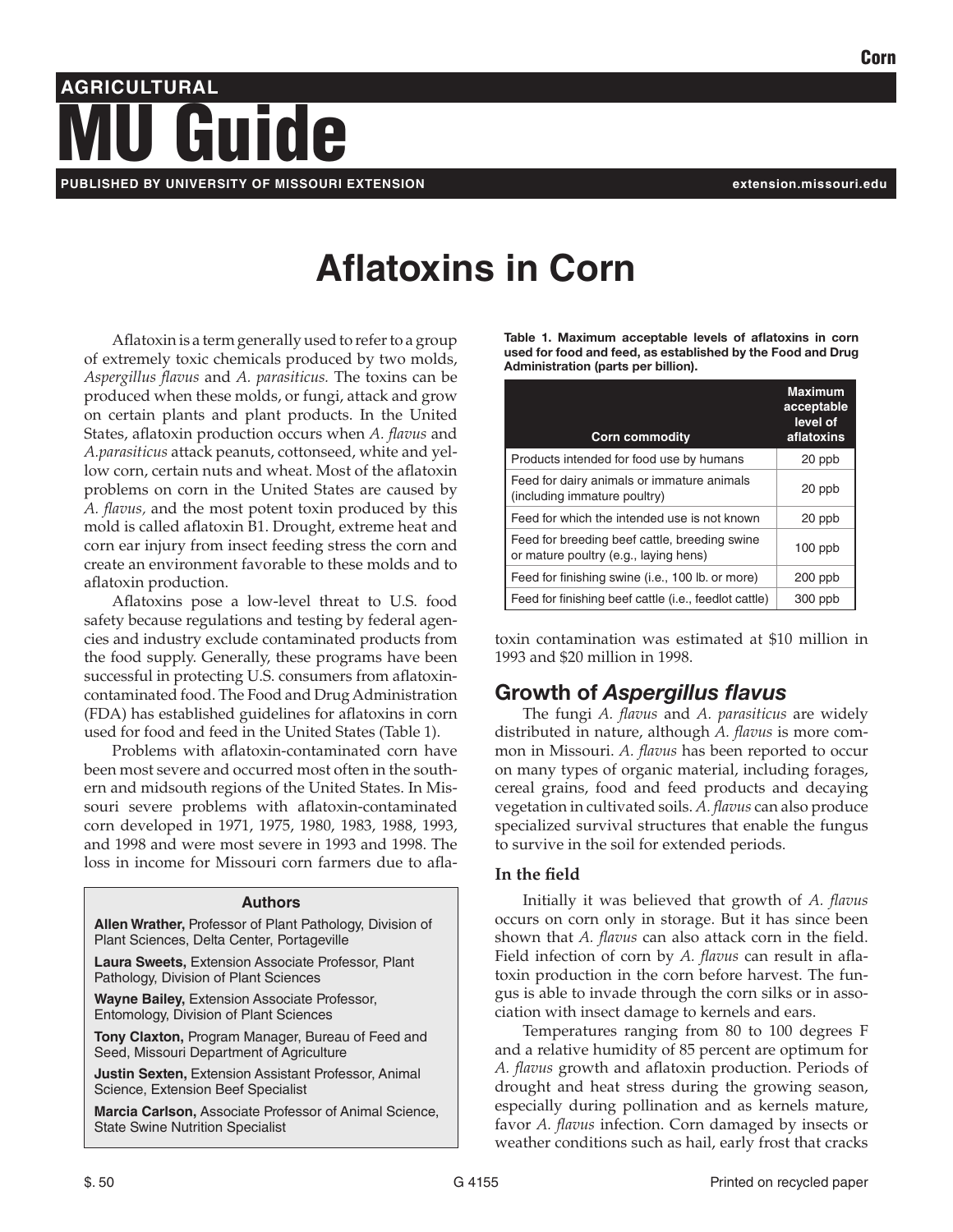# Aflatoxins in Corn

Aflatoxin is a term generally used to refer to a group of extremely toxic chemicals produced by two molds, *Aspergillus flavus* and *A. parasiticus.* The toxins can be produced when these molds, or fungi, attack and grow on certain plants and plant products. In the United States, aflatoxin production occurs when *A. flavus* and *A.parasiticus* attack peanuts, cottonseed, white and yellow corn, certain nuts and wheat. Most of the aflatoxin problems on corn in the United States are caused by *A. flavus,* and the most potent toxin produced by this mold is called aflatoxin B1. Drought, extreme heat and corn ear injury from insect feeding stress the corn and create an environment favorable to these molds and to aflatoxin production.

Aflatoxins pose a low-level threat to U.S. food safety because regulations and testing by federal agencies and industry exclude contaminated products from the food supply. Generally, these programs have been successful in protecting U.S. consumers from aflatoxin-contaminated food. The Food and Drug Administration (FDA) has established guidelines for aflatoxins in corn used for food and feed in the United States (Table 1).

Problems with aflatoxin-contaminated corn have been most severe and occurred most often in the southern and midsouth regions of the United States. In Missouri severe problems with aflatoxin-contaminated corn developed in 1971, 1975, 1980, 1983, 1988, 1993, and 1998 and were most severe in 1993 and 1998. The loss in income for Missouri corn farmers due to aflatoxin contamination was estimated at $10 million in 1993 and $20 million in 1998.

**Authors**

**Allen Wrather,** Professor of Plant Pathology, Division of Plant Sciences, Delta Center, Portageville

**Laura Sweets,** Extension Associate Professor, Plant Pathology, Division of Plant Sciences

**Wayne Bailey,** Extension Associate Professor, Entomology, Division of Plant Sciences

**Tony Claxton,** Program Manager, Bureau of Feed and Seed, Missouri Department of Agriculture

**Justin Sexten,** Extension Assistant Professor, Animal Science, Extension Beef Specialist

**Marcia Carlson,** Associate Professor of Animal Science, State Swine Nutrition Specialist

**Table 1. Maximum acceptable levels of aflatoxins in corn used for food and feed, as established by the Food and Drug Administration (parts per billion).**

| Corn commodity | Maximum acceptable level of aflatoxins |
|---|---|
| Products intended for food use by humans | 20 ppb |
| Feed for dairy animals or immature animals (including immature poultry) | 20 ppb |
| Feed for which the intended use is not known | 20 ppb |
| Feed for breeding beef cattle, breeding swine or mature poultry (e.g., laying hens) | 100 ppb |
| Feed for finishing swine (i.e., 100 lb. or more) | 200 ppb |
| Feed for finishing beef cattle (i.e., feedlot cattle) | 300 ppb |

## Growth of *Aspergillus flavus*

The fungi *A. flavus* and *A. parasiticus* are widely distributed in nature, although *A. flavus* is more common in Missouri. *A. flavus* has been reported to occur on many types of organic material, including forages, cereal grains, food and feed products and decaying vegetation in cultivated soils. *A. flavus* can also produce specialized survival structures that enable the fungus to survive in the soil for extended periods.

### In the field

Initially it was believed that growth of *A. flavus* occurs on corn only in storage. But it has since been shown that *A. flavus* can also attack corn in the field. Field infection of corn by *A. flavus* can result in aflatoxin production in the corn before harvest. The fungus is able to invade through the corn silks or in association with insect damage to kernels and ears.

Temperatures ranging from 80 to 100 degrees F and a relative humidity of 85 percent are optimum for *A. flavus* growth and aflatoxin production. Periods of drought and heat stress during the growing season, especially during pollination and as kernels mature, favor *A. flavus* infection. Corn damaged by insects or weather conditions such as hail, early frost that cracks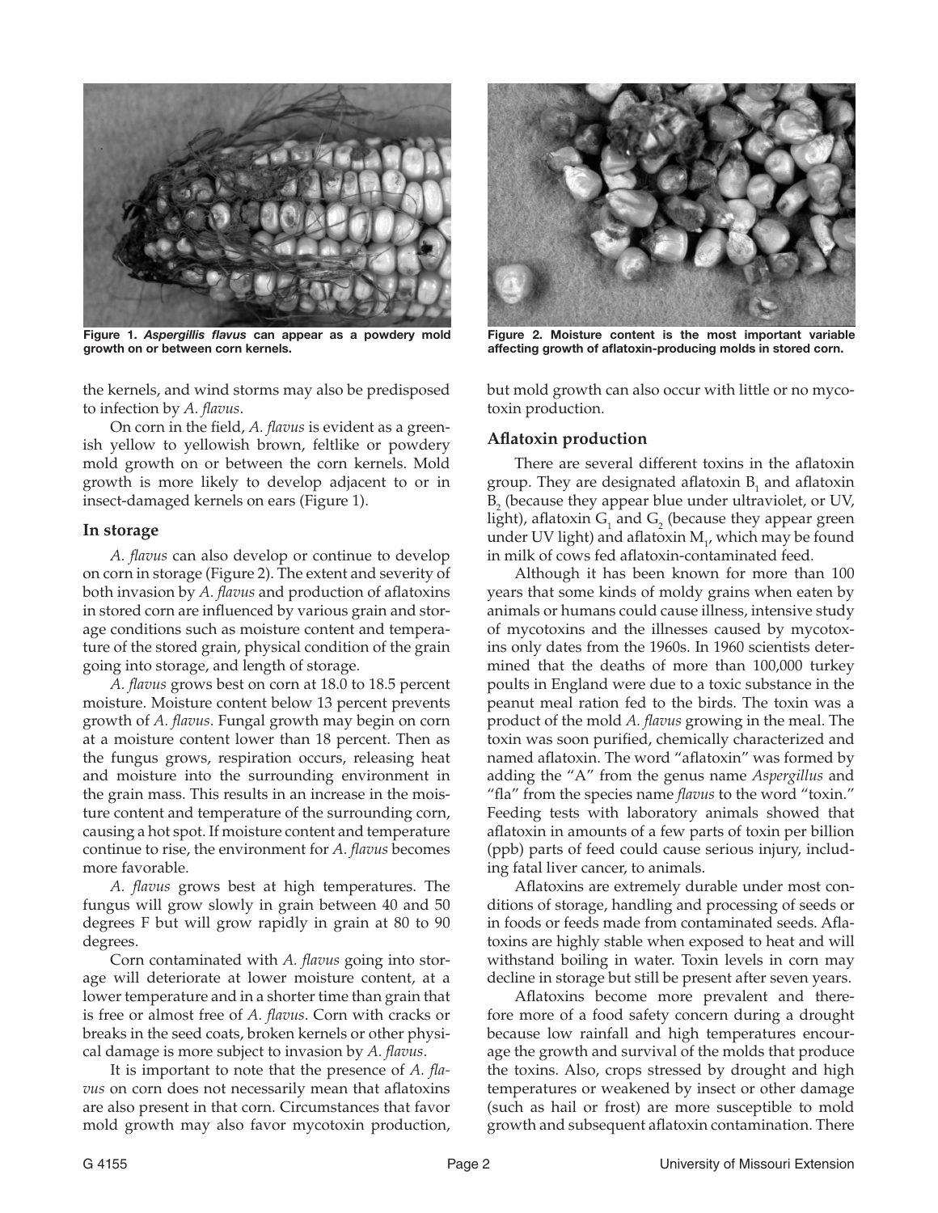Figure 1. ***Aspergillis flavus*** **can appear as a powdery mold growth on or between corn kernels.**

**Figure 2. Moisture content is the most important variable affecting growth of aflatoxin-producing molds in stored corn.**

the kernels, and wind storms may also be predisposed to infection by *A. flavus*.

On corn in the field, *A. flavus* is evident as a greenish yellow to yellowish brown, feltlike or powdery mold growth on or between the corn kernels. Mold growth is more likely to develop adjacent to or in insect-damaged kernels on ears (Figure 1).

## In storage

*A. flavus* can also develop or continue to develop on corn in storage (Figure 2). The extent and severity of both invasion by *A. flavus* and production of aflatoxins in stored corn are influenced by various grain and storage conditions such as moisture content and temperature of the stored grain, physical condition of the grain going into storage, and length of storage.

*A. flavus* grows best on corn at 18.0 to 18.5 percent moisture. Moisture content below 13 percent prevents growth of *A. flavus*. Fungal growth may begin on corn at a moisture content lower than 18 percent. Then as the fungus grows, respiration occurs, releasing heat and moisture into the surrounding environment in the grain mass. This results in an increase in the moisture content and temperature of the surrounding corn, causing a hot spot. If moisture content and temperature continue to rise, the environment for *A. flavus* becomes more favorable.

*A. flavus* grows best at high temperatures. The fungus will grow slowly in grain between 40 and 50 degrees F but will grow rapidly in grain at 80 to 90 degrees.

Corn contaminated with *A. flavus* going into storage will deteriorate at lower moisture content, at a lower temperature and in a shorter time than grain that is free or almost free of *A. flavus*. Corn with cracks or breaks in the seed coats, broken kernels or other physical damage is more subject to invasion by *A. flavus*.

It is important to note that the presence of *A. flavus* on corn does not necessarily mean that aflatoxins are also present in that corn. Circumstances that favor mold growth may also favor mycotoxin production, but mold growth can also occur with little or no mycotoxin production.

## Aflatoxin production

There are several different toxins in the aflatoxin group. They are designated aflatoxin $B_1$ and aflatoxin $B_2$ (because they appear blue under ultraviolet, or UV, light), aflatoxin $G_1$ and $G_2$ (because they appear green under UV light) and aflatoxin $M_1$, which may be found in milk of cows fed aflatoxin-contaminated feed.

Although it has been known for more than 100 years that some kinds of moldy grains when eaten by animals or humans could cause illness, intensive study of mycotoxins and the illnesses caused by mycotoxins only dates from the 1960s. In 1960 scientists determined that the deaths of more than 100,000 turkey poults in England were due to a toxic substance in the peanut meal ration fed to the birds. The toxin was a product of the mold *A. flavus* growing in the meal. The toxin was soon purified, chemically characterized and named aflatoxin. The word "aflatoxin" was formed by adding the "A" from the genus name *Aspergillus* and "fla" from the species name *flavus* to the word "toxin." Feeding tests with laboratory animals showed that aflatoxin in amounts of a few parts of toxin per billion (ppb) parts of feed could cause serious injury, including fatal liver cancer, to animals.

Aflatoxins are extremely durable under most conditions of storage, handling and processing of seeds or in foods or feeds made from contaminated seeds. Aflatoxins are highly stable when exposed to heat and will withstand boiling in water. Toxin levels in corn may decline in storage but still be present after seven years.

Aflatoxins become more prevalent and therefore more of a food safety concern during a drought because low rainfall and high temperatures encourage the growth and survival of the molds that produce the toxins. Also, crops stressed by drought and high temperatures or weakened by insect or other damage (such as hail or frost) are more susceptible to mold growth and subsequent aflatoxin contamination. There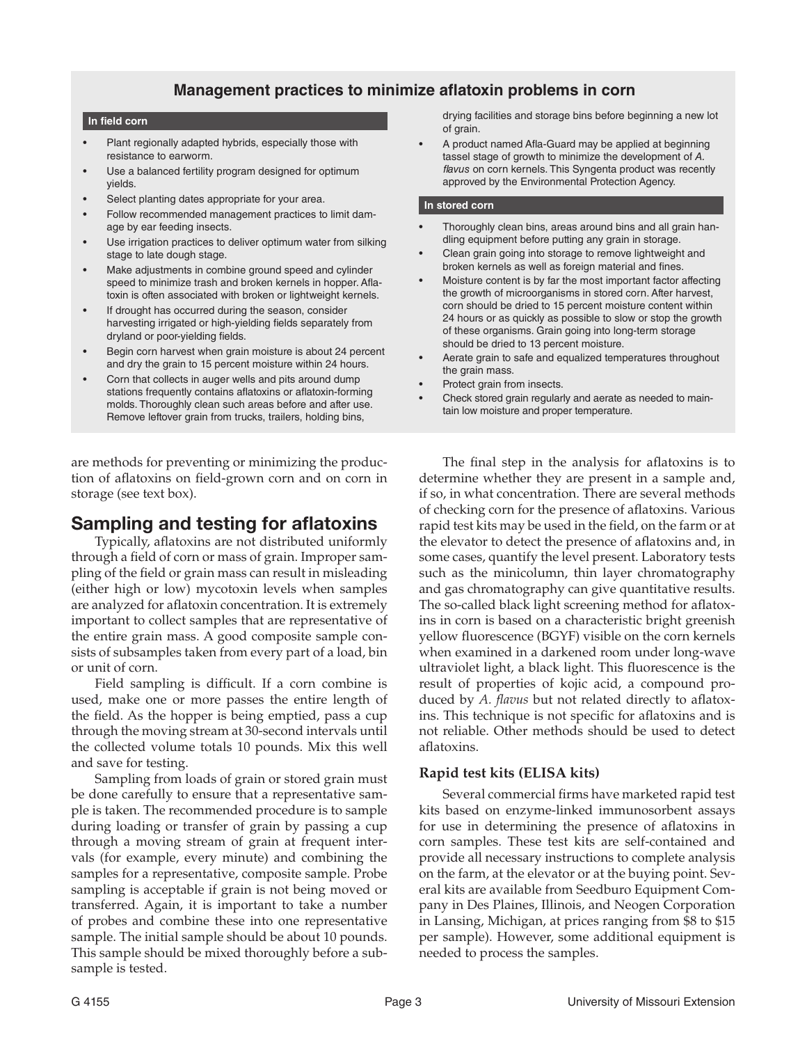## Management practices to minimize aflatoxin problems in corn

### In field corn

- Plant regionally adapted hybrids, especially those with resistance to earworm.
- Use a balanced fertility program designed for optimum yields.
- Select planting dates appropriate for your area.
- Follow recommended management practices to limit damage by ear feeding insects.
- Use irrigation practices to deliver optimum water from silking stage to late dough stage.
- Make adjustments in combine ground speed and cylinder speed to minimize trash and broken kernels in hopper. Aflatoxin is often associated with broken or lightweight kernels.
- If drought has occurred during the season, consider harvesting irrigated or high-yielding fields separately from dryland or poor-yielding fields.
- Begin corn harvest when grain moisture is about 24 percent and dry the grain to 15 percent moisture within 24 hours.
- Corn that collects in auger wells and pits around dump stations frequently contains aflatoxins or aflatoxin-forming molds. Thoroughly clean such areas before and after use. Remove leftover grain from trucks, trailers, holding bins, drying facilities and storage bins before beginning a new lot of grain.
- A product named Afla-Guard may be applied at beginning tassel stage of growth to minimize the development of *A. flavus* on corn kernels. This Syngenta product was recently approved by the Environmental Protection Agency.

### In stored corn

- Thoroughly clean bins, areas around bins and all grain handling equipment before putting any grain in storage.
- Clean grain going into storage to remove lightweight and broken kernels as well as foreign material and fines.
- Moisture content is by far the most important factor affecting the growth of microorganisms in stored corn. After harvest, corn should be dried to 15 percent moisture content within 24 hours or as quickly as possible to slow or stop the growth of these organisms. Grain going into long-term storage should be dried to 13 percent moisture.
- Aerate grain to safe and equalized temperatures throughout the grain mass.
- Protect grain from insects.
- Check stored grain regularly and aerate as needed to maintain low moisture and proper temperature.

are methods for preventing or minimizing the production of aflatoxins on field-grown corn and on corn in storage (see text box).

## Sampling and testing for aflatoxins

Typically, aflatoxins are not distributed uniformly through a field of corn or mass of grain. Improper sampling of the field or grain mass can result in misleading (either high or low) mycotoxin levels when samples are analyzed for aflatoxin concentration. It is extremely important to collect samples that are representative of the entire grain mass. A good composite sample consists of subsamples taken from every part of a load, bin or unit of corn.

Field sampling is difficult. If a corn combine is used, make one or more passes the entire length of the field. As the hopper is being emptied, pass a cup through the moving stream at 30-second intervals until the collected volume totals 10 pounds. Mix this well and save for testing.

Sampling from loads of grain or stored grain must be done carefully to ensure that a representative sample is taken. The recommended procedure is to sample during loading or transfer of grain by passing a cup through a moving stream of grain at frequent intervals (for example, every minute) and combining the samples for a representative, composite sample. Probe sampling is acceptable if grain is not being moved or transferred. Again, it is important to take a number of probes and combine these into one representative sample. The initial sample should be about 10 pounds. This sample should be mixed thoroughly before a subsample is tested.

The final step in the analysis for aflatoxins is to determine whether they are present in a sample and, if so, in what concentration. There are several methods of checking corn for the presence of aflatoxins. Various rapid test kits may be used in the field, on the farm or at the elevator to detect the presence of aflatoxins and, in some cases, quantify the level present. Laboratory tests such as the minicolumn, thin layer chromatography and gas chromatography can give quantitative results. The so-called black light screening method for aflatoxins in corn is based on a characteristic bright greenish yellow fluorescence (BGYF) visible on the corn kernels when examined in a darkened room under long-wave ultraviolet light, a black light. This fluorescence is the result of properties of kojic acid, a compound produced by *A. flavus* but not related directly to aflatoxins. This technique is not specific for aflatoxins and is not reliable. Other methods should be used to detect aflatoxins.

### Rapid test kits (ELISA kits)

Several commercial firms have marketed rapid test kits based on enzyme-linked immunosorbent assays for use in determining the presence of aflatoxins in corn samples. These test kits are self-contained and provide all necessary instructions to complete analysis on the farm, at the elevator or at the buying point. Several kits are available from Seedburo Equipment Company in Des Plaines, Illinois, and Neogen Corporation in Lansing, Michigan, at prices ranging from $8 to $15 per sample). However, some additional equipment is needed to process the samples.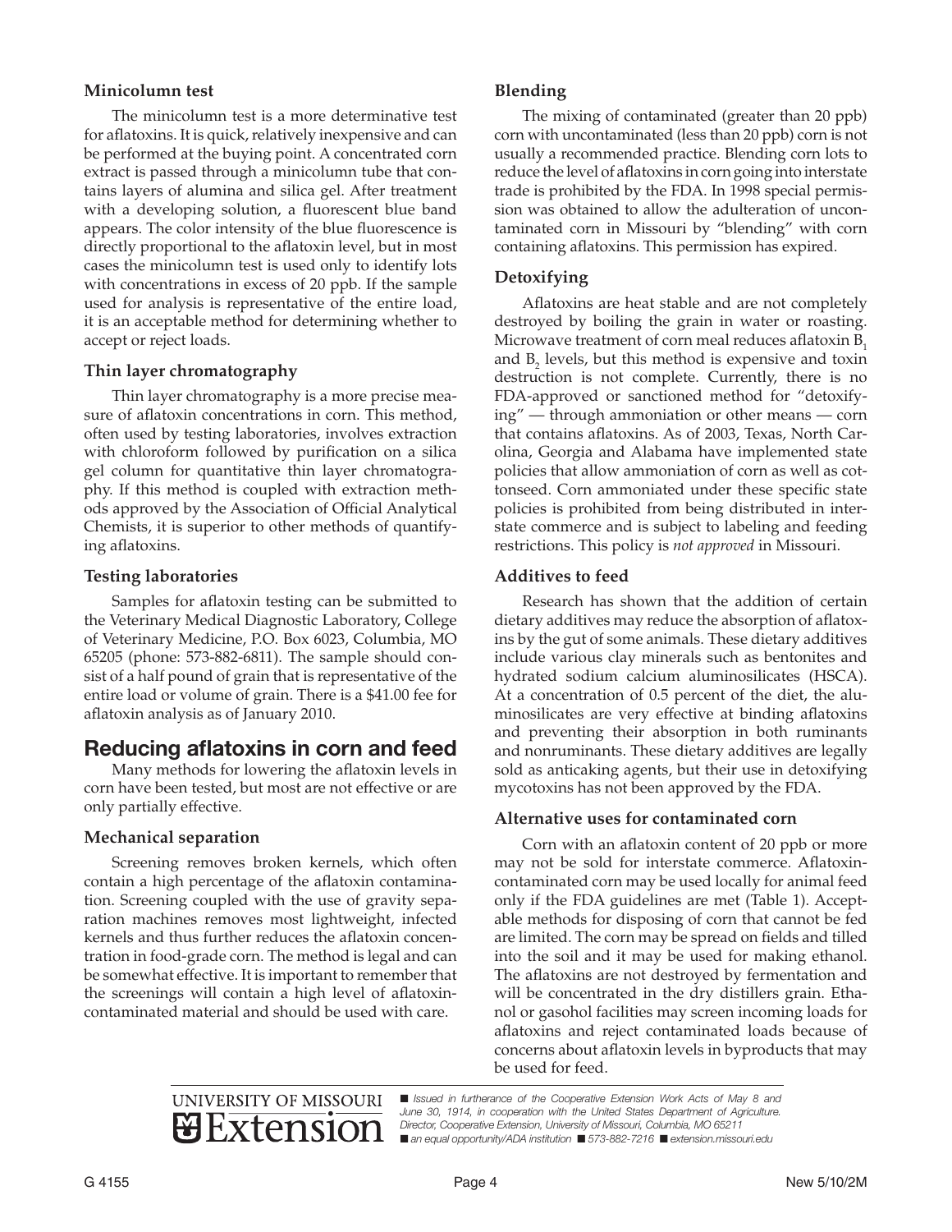### Minicolumn test

The minicolumn test is a more determinative test for aflatoxins. It is quick, relatively inexpensive and can be performed at the buying point. A concentrated corn extract is passed through a minicolumn tube that contains layers of alumina and silica gel. After treatment with a developing solution, a fluorescent blue band appears. The color intensity of the blue fluorescence is directly proportional to the aflatoxin level, but in most cases the minicolumn test is used only to identify lots with concentrations in excess of 20 ppb. If the sample used for analysis is representative of the entire load, it is an acceptable method for determining whether to accept or reject loads.

### Thin layer chromatography

Thin layer chromatography is a more precise measure of aflatoxin concentrations in corn. This method, often used by testing laboratories, involves extraction with chloroform followed by purification on a silica gel column for quantitative thin layer chromatography. If this method is coupled with extraction methods approved by the Association of Official Analytical Chemists, it is superior to other methods of quantifying aflatoxins.

### Testing laboratories

Samples for aflatoxin testing can be submitted to the Veterinary Medical Diagnostic Laboratory, College of Veterinary Medicine, P.O. Box 6023, Columbia, MO 65205 (phone: 573-882-6811). The sample should consist of a half pound of grain that is representative of the entire load or volume of grain. There is a $41.00 fee for aflatoxin analysis as of January 2010.

## Reducing aflatoxins in corn and feed

Many methods for lowering the aflatoxin levels in corn have been tested, but most are not effective or are only partially effective.

### Mechanical separation

Screening removes broken kernels, which often contain a high percentage of the aflatoxin contamination. Screening coupled with the use of gravity separation machines removes most lightweight, infected kernels and thus further reduces the aflatoxin concentration in food-grade corn. The method is legal and can be somewhat effective. It is important to remember that the screenings will contain a high level of aflatoxin-contaminated material and should be used with care.

### Blending

The mixing of contaminated (greater than 20 ppb) corn with uncontaminated (less than 20 ppb) corn is not usually a recommended practice. Blending corn lots to reduce the level of aflatoxins in corn going into interstate trade is prohibited by the FDA. In 1998 special permission was obtained to allow the adulteration of uncontaminated corn in Missouri by "blending" with corn containing aflatoxins. This permission has expired.

### Detoxifying

Aflatoxins are heat stable and are not completely destroyed by boiling the grain in water or roasting. Microwave treatment of corn meal reduces aflatoxin $B_1$ and $B_2$ levels, but this method is expensive and toxin destruction is not complete. Currently, there is no FDA-approved or sanctioned method for "detoxifying" — through ammoniation or other means — corn that contains aflatoxins. As of 2003, Texas, North Carolina, Georgia and Alabama have implemented state policies that allow ammoniation of corn as well as cottonseed. Corn ammoniated under these specific state policies is prohibited from being distributed in interstate commerce and is subject to labeling and feeding restrictions. This policy is *not approved* in Missouri.

### Additives to feed

Research has shown that the addition of certain dietary additives may reduce the absorption of aflatoxins by the gut of some animals. These dietary additives include various clay minerals such as bentonites and hydrated sodium calcium aluminosilicates (HSCA). At a concentration of 0.5 percent of the diet, the aluminosilicates are very effective at binding aflatoxins and preventing their absorption in both ruminants and nonruminants. These dietary additives are legally sold as anticaking agents, but their use in detoxifying mycotoxins has not been approved by the FDA.

### Alternative uses for contaminated corn

Corn with an aflatoxin content of 20 ppb or more may not be sold for interstate commerce. Aflatoxin-contaminated corn may be used locally for animal feed only if the FDA guidelines are met (Table 1). Acceptable methods for disposing of corn that cannot be fed are limited. The corn may be spread on fields and tilled into the soil and it may be used for making ethanol. The aflatoxins are not destroyed by fermentation and will be concentrated in the dry distillers grain. Ethanol or gasohol facilities may screen incoming loads for aflatoxins and reject contaminated loads because of concerns about aflatoxin levels in byproducts that may be used for feed.

UNIVERSITY OF MISSOURI Extension

■ *Issued in furtherance of the Cooperative Extension Work Acts of May 8 and June 30, 1914, in cooperation with the United States Department of Agriculture. Director, Cooperative Extension, University of Missouri, Columbia, MO 65211*
■ *an equal opportunity/ADA institution* ■ *573-882-7216* ■ *extension.missouri.edu*

G 4155 New 5/10/2M